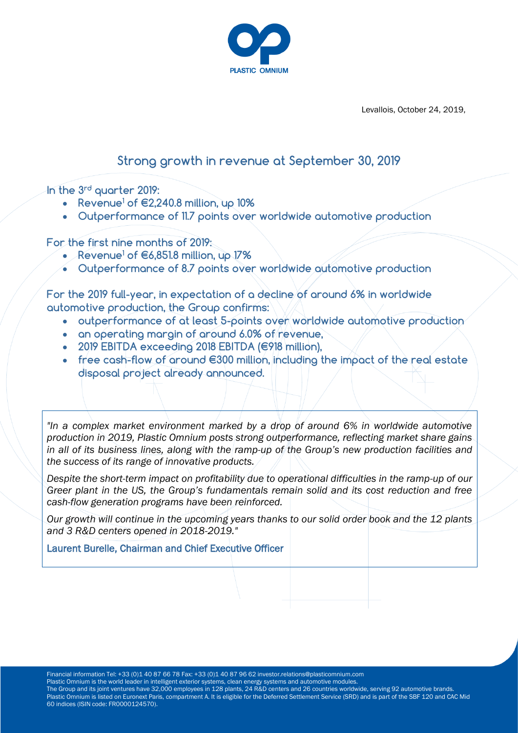Levallois, October 24, 2019,

# Strong growth in revenue at September 30, 2019

**In the 3rd quarter 2019:**

- **Revenue[1] of €2,240.8 million, up 10%**
- **Outperformance of 11.7 points over worldwide automotive production**

**For the first nine months of 2019:**

- **Revenue[1] of €6,851.8 million, up 17%**
- **Outperformance of 8.7 points over worldwide automotive production**

**For the 2019 full-year, in expectation of a decline of around 6% in worldwide automotive production, the Group confirms:**

- **outperformance of at least 5-points over worldwide automotive production**
- **an operating margin of around 6.0% of revenue,**
- **2019 EBITDA exceeding 2018 EBITDA (€918 million),**
- **free cash-flow of around €300 million, including the impact of the real estate disposal project already announced.**

*"In a complex market environment marked by a drop of around 6% in worldwide automotive production in 2019, Plastic Omnium posts strong outperformance, reflecting market share gains in all of its business lines, along with the ramp-up of the Group's new production facilities and the success of its range of innovative products.*

*Despite the short-term impact on profitability due to operational difficulties in the ramp-up of our Greer plant in the US, the Group's fundamentals remain solid and its cost reduction and free cash-flow generation programs have been reinforced.*

*Our growth will continue in the upcoming years thanks to our solid order book and the 12 plants and 3 R&D centers opened in 2018-2019."*

**Laurent Burelle, Chairman and Chief Executive Officer**

Financial information Tel: +33 (0)1 40 87 66 78 Fax: +33 (0)1 40 87 96 62 investor.relations@plasticomnium.com
Plastic Omnium is the world leader in intelligent exterior systems, clean energy systems and automotive modules.
The Group and its joint ventures have 32,000 employees in 128 plants, 24 R&D centers and 26 countries worldwide, serving 92 automotive brands.
Plastic Omnium is listed on Euronext Paris, compartment A. It is eligible for the Deferred Settlement Service (SRD) and is part of the SBF 120 and CAC Mid 60 indices (ISIN code: FR0000124570).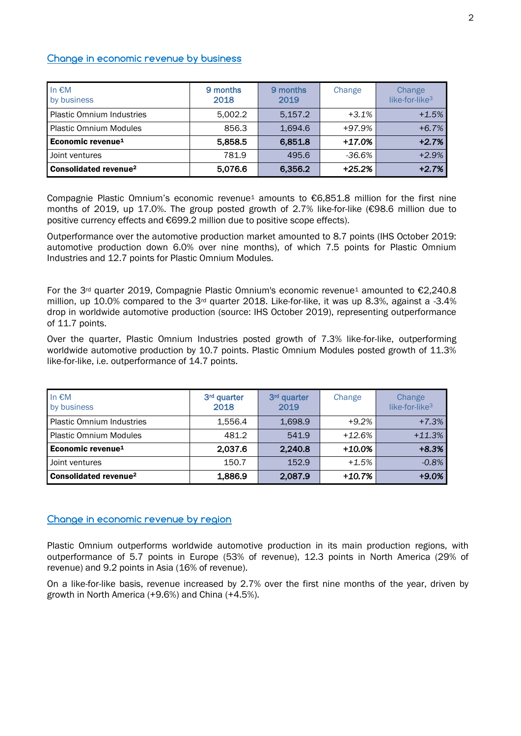## Change in economic revenue by business

| In €M by business | 9 months 2018 | 9 months 2019 | Change | Change like-for-like[3] |
|---|---|---|---|---|
| Plastic Omnium Industries | 5,002.2 | 5,157.2 | +3.1% | +1.5% |
| Plastic Omnium Modules | 856.3 | 1,694.6 | +97.9% | +6.7% |
| **Economic revenue[1]** | **5,858.5** | **6,851.8** | **+17.0%** | **+2.7%** |
| Joint ventures | 781.9 | 495.6 | -36.6% | +2.9% |
| **Consolidated revenue[2]** | **5,076.6** | **6,356.2** | **+25.2%** | **+2.7%** |

Compagnie Plastic Omnium's economic revenue[1] amounts to €6,851.8 million for the first nine months of 2019, up 17.0%. The group posted growth of 2.7% like-for-like (€98.6 million due to positive currency effects and €699.2 million due to positive scope effects).

Outperformance over the automotive production market amounted to 8.7 points (IHS October 2019: automotive production down 6.0% over nine months), of which 7.5 points for Plastic Omnium Industries and 12.7 points for Plastic Omnium Modules.

For the 3rd quarter 2019, Compagnie Plastic Omnium's economic revenue[1] amounted to €2,240.8 million, up 10.0% compared to the 3rd quarter 2018. Like-for-like, it was up 8.3%, against a -3.4% drop in worldwide automotive production (source: IHS October 2019), representing outperformance of 11.7 points.

Over the quarter, Plastic Omnium Industries posted growth of 7.3% like-for-like, outperforming worldwide automotive production by 10.7 points. Plastic Omnium Modules posted growth of 11.3% like-for-like, i.e. outperformance of 14.7 points.

| In €M by business | 3rd quarter 2018 | 3rd quarter 2019 | Change | Change like-for-like[3] |
|---|---|---|---|---|
| Plastic Omnium Industries | 1,556.4 | 1,698.9 | +9.2% | +7.3% |
| Plastic Omnium Modules | 481.2 | 541.9 | +12.6% | +11.3% |
| **Economic revenue[1]** | **2,037.6** | **2,240.8** | **+10.0%** | **+8.3%** |
| Joint ventures | 150.7 | 152.9 | +1.5% | -0.8% |
| **Consolidated revenue[2]** | **1,886.9** | **2,087.9** | **+10.7%** | **+9.0%** |

## Change in economic revenue by region

Plastic Omnium outperforms worldwide automotive production in its main production regions, with outperformance of 5.7 points in Europe (53% of revenue), 12.3 points in North America (29% of revenue) and 9.2 points in Asia (16% of revenue).

On a like-for-like basis, revenue increased by 2.7% over the first nine months of the year, driven by growth in North America (+9.6%) and China (+4.5%).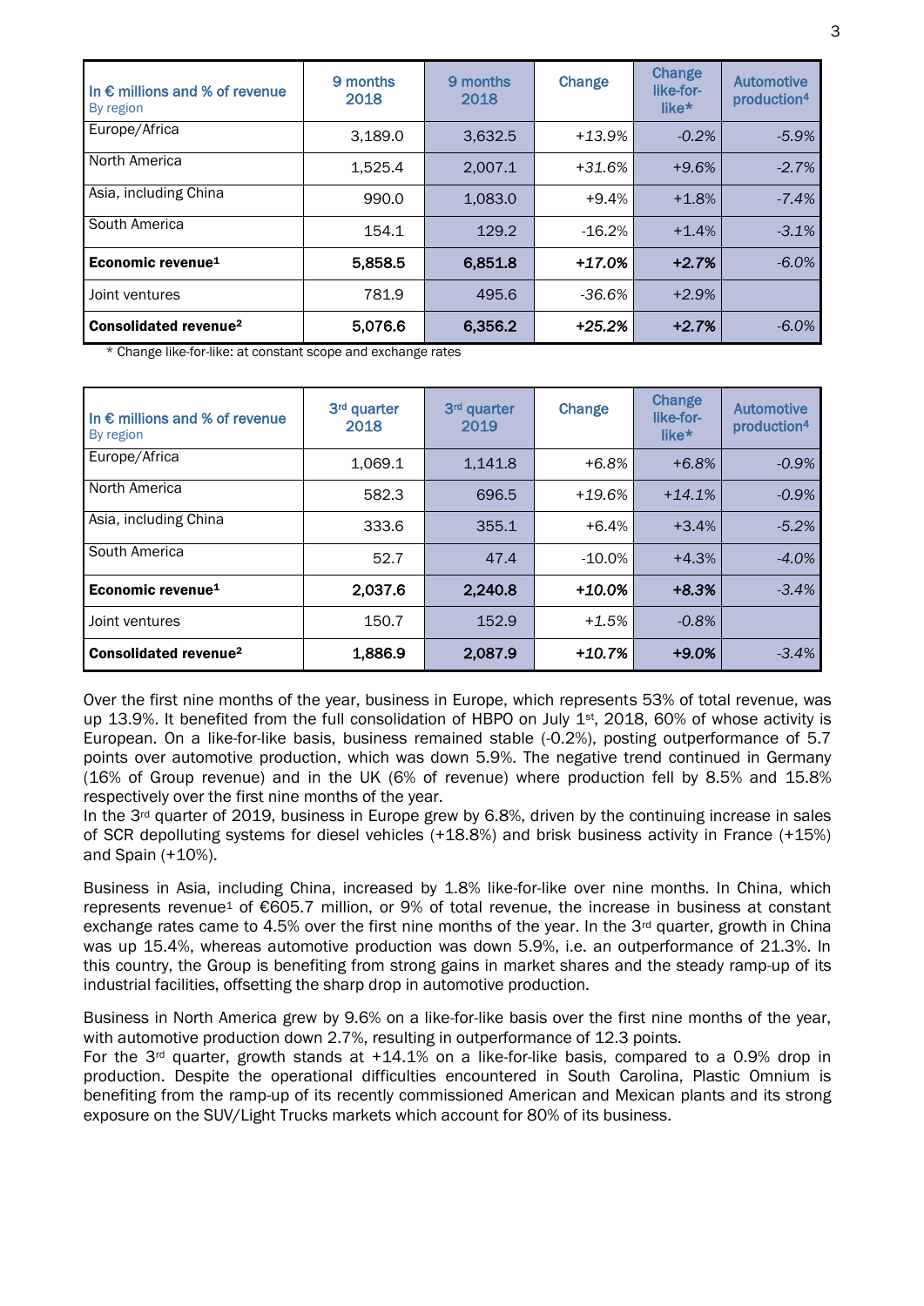| In € millions and % of revenue<br>By region | 9 months 2018 | 9 months 2018 | Change | Change like-for-like* | Automotive production[4] |
|---|---|---|---|---|---|
| Europe/Africa | 3,189.0 | 3,632.5 | +13.9% | -0.2% | -5.9% |
| North America | 1,525.4 | 2,007.1 | +31.6% | +9.6% | -2.7% |
| Asia, including China | 990.0 | 1,083.0 | +9.4% | +1.8% | -7.4% |
| South America | 154.1 | 129.2 | -16.2% | +1.4% | -3.1% |
| **Economic revenue[1]** | **5,858.5** | **6,851.8** | **+17.0%** | **+2.7%** | -6.0% |
| Joint ventures | 781.9 | 495.6 | -36.6% | +2.9% | |
| **Consolidated revenue[2]** | **5,076.6** | **6,356.2** | **+25.2%** | **+2.7%** | -6.0% |

\* Change like-for-like: at constant scope and exchange rates

| In € millions and % of revenue<br>By region | 3rd quarter 2018 | 3rd quarter 2019 | Change | Change like-for-like* | Automotive production[4] |
|---|---|---|---|---|---|
| Europe/Africa | 1,069.1 | 1,141.8 | +6.8% | +6.8% | -0.9% |
| North America | 582.3 | 696.5 | +19.6% | +14.1% | -0.9% |
| Asia, including China | 333.6 | 355.1 | +6.4% | +3.4% | -5.2% |
| South America | 52.7 | 47.4 | -10.0% | +4.3% | -4.0% |
| **Economic revenue[1]** | **2,037.6** | **2,240.8** | **+10.0%** | **+8.3%** | -3.4% |
| Joint ventures | 150.7 | 152.9 | +1.5% | -0.8% | |
| **Consolidated revenue[2]** | **1,886.9** | **2,087.9** | **+10.7%** | **+9.0%** | -3.4% |

Over the first nine months of the year, business in Europe, which represents 53% of total revenue, was up 13.9%. It benefited from the full consolidation of HBPO on July 1st, 2018, 60% of whose activity is European. On a like-for-like basis, business remained stable (-0.2%), posting outperformance of 5.7 points over automotive production, which was down 5.9%. The negative trend continued in Germany (16% of Group revenue) and in the UK (6% of revenue) where production fell by 8.5% and 15.8% respectively over the first nine months of the year.
In the 3rd quarter of 2019, business in Europe grew by 6.8%, driven by the continuing increase in sales of SCR depolluting systems for diesel vehicles (+18.8%) and brisk business activity in France (+15%) and Spain (+10%).

Business in Asia, including China, increased by 1.8% like-for-like over nine months. In China, which represents revenue[1] of €605.7 million, or 9% of total revenue, the increase in business at constant exchange rates came to 4.5% over the first nine months of the year. In the 3rd quarter, growth in China was up 15.4%, whereas automotive production was down 5.9%, i.e. an outperformance of 21.3%. In this country, the Group is benefiting from strong gains in market shares and the steady ramp-up of its industrial facilities, offsetting the sharp drop in automotive production.

Business in North America grew by 9.6% on a like-for-like basis over the first nine months of the year, with automotive production down 2.7%, resulting in outperformance of 12.3 points.
For the 3rd quarter, growth stands at +14.1% on a like-for-like basis, compared to a 0.9% drop in production. Despite the operational difficulties encountered in South Carolina, Plastic Omnium is benefiting from the ramp-up of its recently commissioned American and Mexican plants and its strong exposure on the SUV/Light Trucks markets which account for 80% of its business.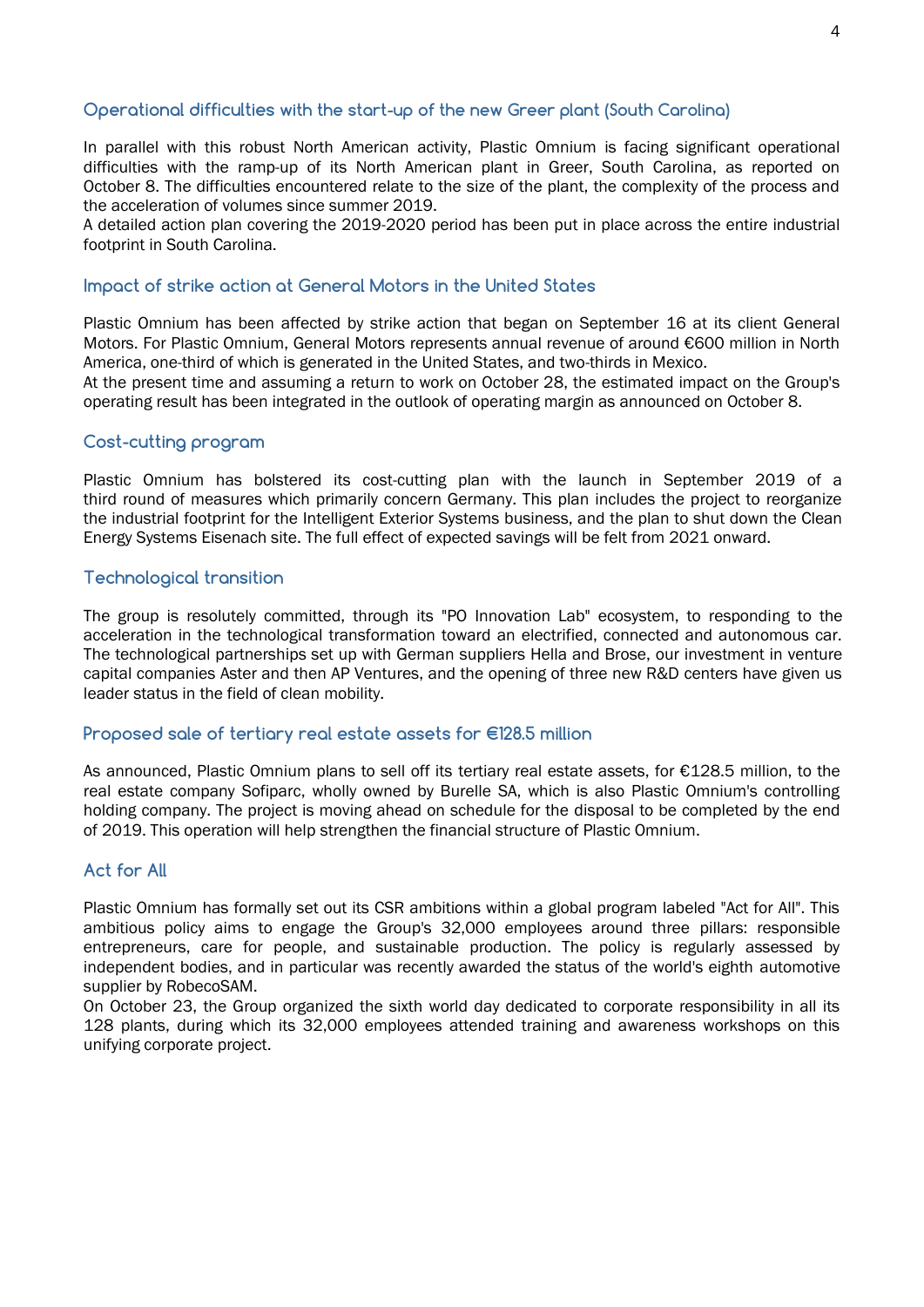## Operational difficulties with the start-up of the new Greer plant (South Carolina)

In parallel with this robust North American activity, Plastic Omnium is facing significant operational difficulties with the ramp-up of its North American plant in Greer, South Carolina, as reported on October 8. The difficulties encountered relate to the size of the plant, the complexity of the process and the acceleration of volumes since summer 2019.
A detailed action plan covering the 2019-2020 period has been put in place across the entire industrial footprint in South Carolina.

## Impact of strike action at General Motors in the United States

Plastic Omnium has been affected by strike action that began on September 16 at its client General Motors. For Plastic Omnium, General Motors represents annual revenue of around €600 million in North America, one-third of which is generated in the United States, and two-thirds in Mexico.
At the present time and assuming a return to work on October 28, the estimated impact on the Group's operating result has been integrated in the outlook of operating margin as announced on October 8.

## Cost-cutting program

Plastic Omnium has bolstered its cost-cutting plan with the launch in September 2019 of a third round of measures which primarily concern Germany. This plan includes the project to reorganize the industrial footprint for the Intelligent Exterior Systems business, and the plan to shut down the Clean Energy Systems Eisenach site. The full effect of expected savings will be felt from 2021 onward.

## Technological transition

The group is resolutely committed, through its "PO Innovation Lab" ecosystem, to responding to the acceleration in the technological transformation toward an electrified, connected and autonomous car. The technological partnerships set up with German suppliers Hella and Brose, our investment in venture capital companies Aster and then AP Ventures, and the opening of three new R&D centers have given us leader status in the field of clean mobility.

## Proposed sale of tertiary real estate assets for €128.5 million

As announced, Plastic Omnium plans to sell off its tertiary real estate assets, for €128.5 million, to the real estate company Sofiparc, wholly owned by Burelle SA, which is also Plastic Omnium's controlling holding company. The project is moving ahead on schedule for the disposal to be completed by the end of 2019. This operation will help strengthen the financial structure of Plastic Omnium.

## Act for All

Plastic Omnium has formally set out its CSR ambitions within a global program labeled "Act for All". This ambitious policy aims to engage the Group's 32,000 employees around three pillars: responsible entrepreneurs, care for people, and sustainable production. The policy is regularly assessed by independent bodies, and in particular was recently awarded the status of the world's eighth automotive supplier by RobecoSAM.
On October 23, the Group organized the sixth world day dedicated to corporate responsibility in all its 128 plants, during which its 32,000 employees attended training and awareness workshops on this unifying corporate project.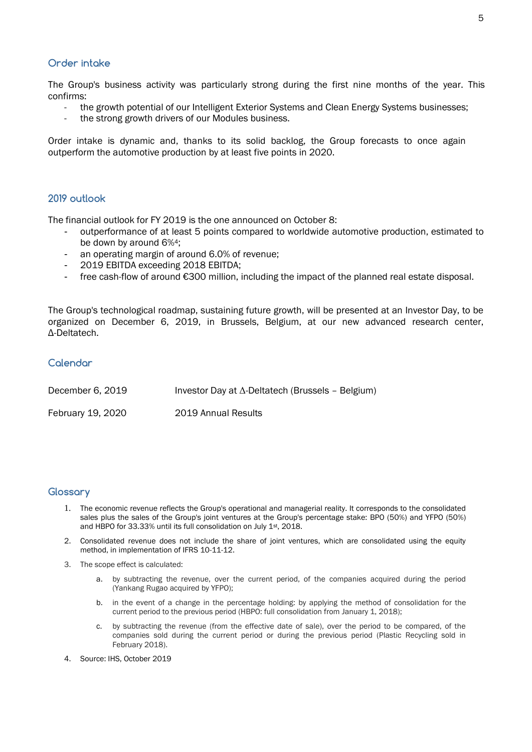## Order intake

The Group's business activity was particularly strong during the first nine months of the year. This confirms:

- the growth potential of our Intelligent Exterior Systems and Clean Energy Systems businesses;
- the strong growth drivers of our Modules business.

Order intake is dynamic and, thanks to its solid backlog, the Group forecasts to once again outperform the automotive production by at least five points in 2020.

## 2019 outlook

The financial outlook for FY 2019 is the one announced on October 8:

- outperformance of at least 5 points compared to worldwide automotive production, estimated to be down by around 6%[4];
- an operating margin of around 6.0% of revenue;
- 2019 EBITDA exceeding 2018 EBITDA;
- free cash-flow of around €300 million, including the impact of the planned real estate disposal.

The Group's technological roadmap, sustaining future growth, will be presented at an Investor Day, to be organized on December 6, 2019, in Brussels, Belgium, at our new advanced research center, Δ-Deltatech.

## Calendar

| | |
|---|---|
| December 6, 2019 | Investor Day at Δ-Deltatech (Brussels – Belgium) |
| February 19, 2020 | 2019 Annual Results |

## Glossary

1. The economic revenue reflects the Group's operational and managerial reality. It corresponds to the consolidated sales plus the sales of the Group's joint ventures at the Group's percentage stake: BPO (50%) and YFPO (50%) and HBPO for 33.33% until its full consolidation on July 1st, 2018.
2. Consolidated revenue does not include the share of joint ventures, which are consolidated using the equity method, in implementation of IFRS 10-11-12.
3. The scope effect is calculated:
   a. by subtracting the revenue, over the current period, of the companies acquired during the period (Yankang Rugao acquired by YFPO);
   b. in the event of a change in the percentage holding: by applying the method of consolidation for the current period to the previous period (HBPO: full consolidation from January 1, 2018);
   c. by subtracting the revenue (from the effective date of sale), over the period to be compared, of the companies sold during the current period or during the previous period (Plastic Recycling sold in February 2018).
4. Source: IHS, October 2019